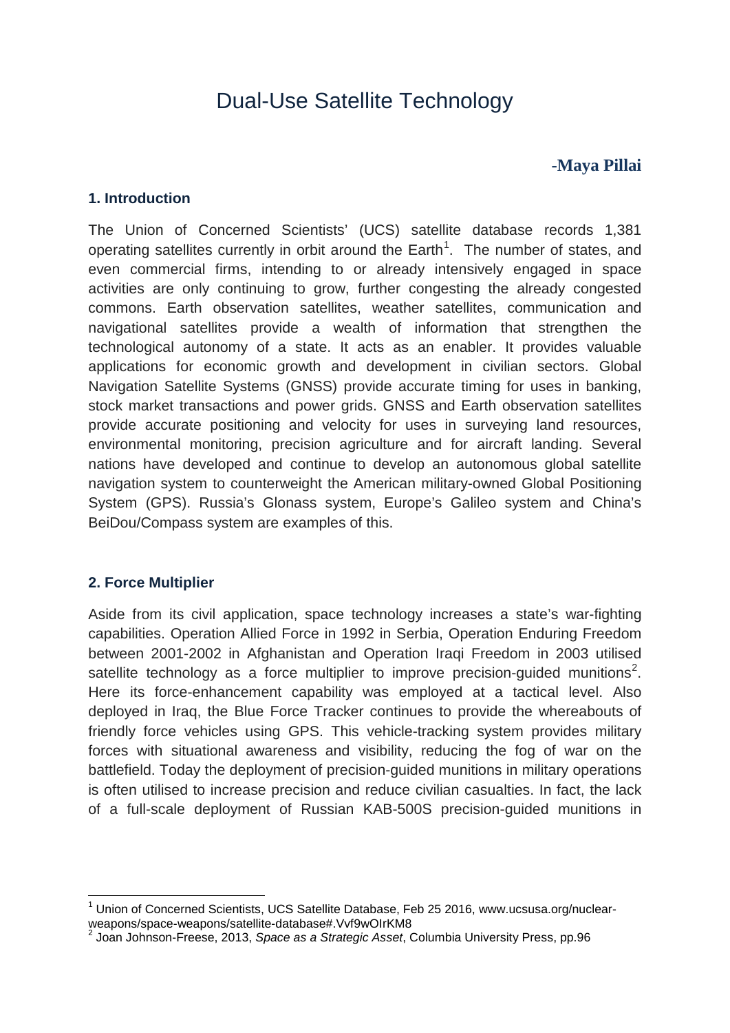# Dual-Use Satellite Technology

**-Maya Pillai**

## 1. Introduction

The Union of Concerned Scientists' (UCS) satellite database records 1,381 operating satellites currently in orbit around the Earth[1]. The number of states, and even commercial firms, intending to or already intensively engaged in space activities are only continuing to grow, further congesting the already congested commons. Earth observation satellites, weather satellites, communication and navigational satellites provide a wealth of information that strengthen the technological autonomy of a state. It acts as an enabler. It provides valuable applications for economic growth and development in civilian sectors. Global Navigation Satellite Systems (GNSS) provide accurate timing for uses in banking, stock market transactions and power grids. GNSS and Earth observation satellites provide accurate positioning and velocity for uses in surveying land resources, environmental monitoring, precision agriculture and for aircraft landing. Several nations have developed and continue to develop an autonomous global satellite navigation system to counterweight the American military-owned Global Positioning System (GPS). Russia's Glonass system, Europe's Galileo system and China's BeiDou/Compass system are examples of this.

## 2. Force Multiplier

Aside from its civil application, space technology increases a state's war-fighting capabilities. Operation Allied Force in 1992 in Serbia, Operation Enduring Freedom between 2001-2002 in Afghanistan and Operation Iraqi Freedom in 2003 utilised satellite technology as a force multiplier to improve precision-guided munitions[2]. Here its force-enhancement capability was employed at a tactical level. Also deployed in Iraq, the Blue Force Tracker continues to provide the whereabouts of friendly force vehicles using GPS. This vehicle-tracking system provides military forces with situational awareness and visibility, reducing the fog of war on the battlefield. Today the deployment of precision-guided munitions in military operations is often utilised to increase precision and reduce civilian casualties. In fact, the lack of a full-scale deployment of Russian KAB-500S precision-guided munitions in

---

[1] Union of Concerned Scientists, UCS Satellite Database, Feb 25 2016, www.ucsusa.org/nuclear-weapons/space-weapons/satellite-database#.Vvf9wOIrKM8

[2] Joan Johnson-Freese, 2013, *Space as a Strategic Asset*, Columbia University Press, pp.96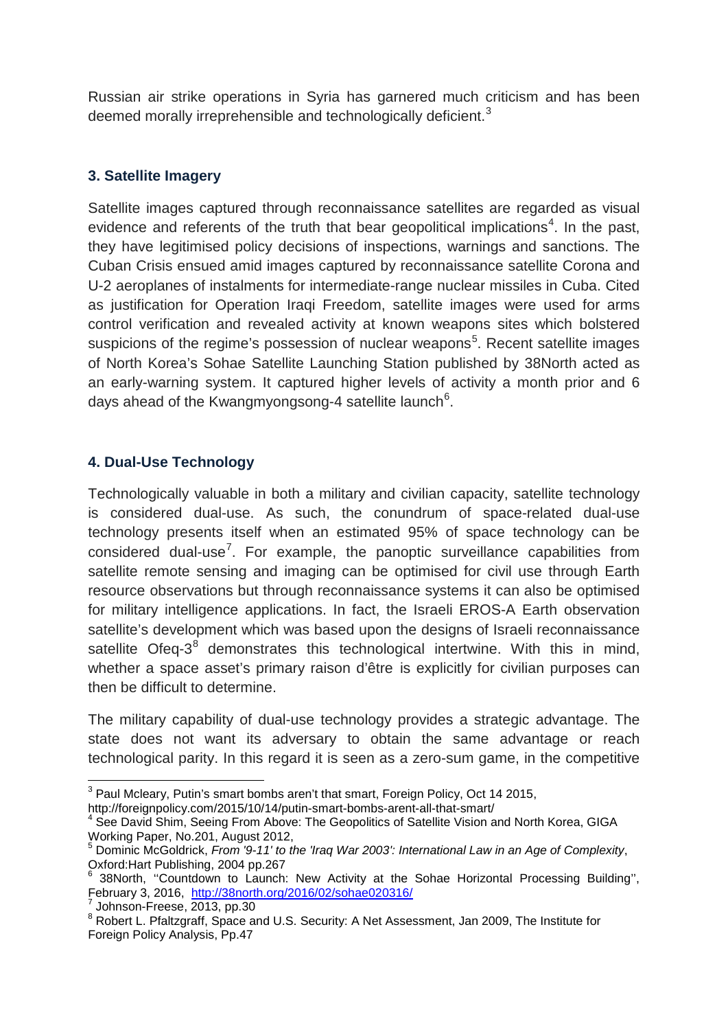Russian air strike operations in Syria has garnered much criticism and has been deemed morally irreprehensible and technologically deficient.[3]

## 3. Satellite Imagery

Satellite images captured through reconnaissance satellites are regarded as visual evidence and referents of the truth that bear geopolitical implications[4]. In the past, they have legitimised policy decisions of inspections, warnings and sanctions. The Cuban Crisis ensued amid images captured by reconnaissance satellite Corona and U-2 aeroplanes of instalments for intermediate-range nuclear missiles in Cuba. Cited as justification for Operation Iraqi Freedom, satellite images were used for arms control verification and revealed activity at known weapons sites which bolstered suspicions of the regime's possession of nuclear weapons[5]. Recent satellite images of North Korea's Sohae Satellite Launching Station published by 38North acted as an early-warning system. It captured higher levels of activity a month prior and 6 days ahead of the Kwangmyongsong-4 satellite launch[6].

## 4. Dual-Use Technology

Technologically valuable in both a military and civilian capacity, satellite technology is considered dual-use. As such, the conundrum of space-related dual-use technology presents itself when an estimated 95% of space technology can be considered dual-use[7]. For example, the panoptic surveillance capabilities from satellite remote sensing and imaging can be optimised for civil use through Earth resource observations but through reconnaissance systems it can also be optimised for military intelligence applications. In fact, the Israeli EROS-A Earth observation satellite's development which was based upon the designs of Israeli reconnaissance satellite Ofeq-3[8] demonstrates this technological intertwine. With this in mind, whether a space asset's primary raison d'être is explicitly for civilian purposes can then be difficult to determine.

The military capability of dual-use technology provides a strategic advantage. The state does not want its adversary to obtain the same advantage or reach technological parity. In this regard it is seen as a zero-sum game, in the competitive

---

[3] Paul Mcleary, Putin's smart bombs aren't that smart, Foreign Policy, Oct 14 2015, http://foreignpolicy.com/2015/10/14/putin-smart-bombs-arent-all-that-smart/

[4] See David Shim, Seeing From Above: The Geopolitics of Satellite Vision and North Korea, GIGA Working Paper, No.201, August 2012,

[5] Dominic McGoldrick, *From '9-11' to the 'Iraq War 2003': International Law in an Age of Complexity*, Oxford:Hart Publishing, 2004 pp.267

[6] 38North, ''Countdown to Launch: New Activity at the Sohae Horizontal Processing Building'', February 3, 2016, http://38north.org/2016/02/sohae020316/

[7] Johnson-Freese, 2013, pp.30

[8] Robert L. Pfaltzgraff, Space and U.S. Security: A Net Assessment, Jan 2009, The Institute for Foreign Policy Analysis, Pp.47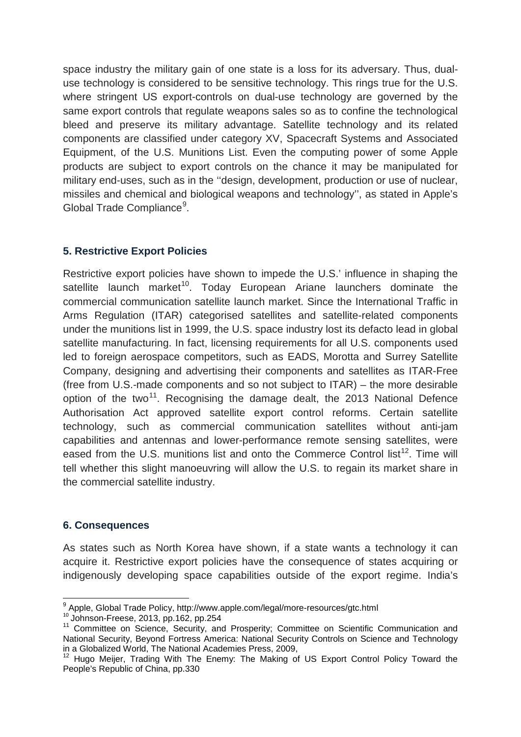space industry the military gain of one state is a loss for its adversary. Thus, dual-use technology is considered to be sensitive technology. This rings true for the U.S. where stringent US export-controls on dual-use technology are governed by the same export controls that regulate weapons sales so as to confine the technological bleed and preserve its military advantage. Satellite technology and its related components are classified under category XV, Spacecraft Systems and Associated Equipment, of the U.S. Munitions List. Even the computing power of some Apple products are subject to export controls on the chance it may be manipulated for military end-uses, such as in the ''design, development, production or use of nuclear, missiles and chemical and biological weapons and technology'', as stated in Apple's Global Trade Compliance[9].

## 5. Restrictive Export Policies

Restrictive export policies have shown to impede the U.S.' influence in shaping the satellite launch market[10]. Today European Ariane launchers dominate the commercial communication satellite launch market. Since the International Traffic in Arms Regulation (ITAR) categorised satellites and satellite-related components under the munitions list in 1999, the U.S. space industry lost its defacto lead in global satellite manufacturing. In fact, licensing requirements for all U.S. components used led to foreign aerospace competitors, such as EADS, Morotta and Surrey Satellite Company, designing and advertising their components and satellites as ITAR-Free (free from U.S.-made components and so not subject to ITAR) – the more desirable option of the two[11]. Recognising the damage dealt, the 2013 National Defence Authorisation Act approved satellite export control reforms. Certain satellite technology, such as commercial communication satellites without anti-jam capabilities and antennas and lower-performance remote sensing satellites, were eased from the U.S. munitions list and onto the Commerce Control list[12]. Time will tell whether this slight manoeuvring will allow the U.S. to regain its market share in the commercial satellite industry.

## 6. Consequences

As states such as North Korea have shown, if a state wants a technology it can acquire it. Restrictive export policies have the consequence of states acquiring or indigenously developing space capabilities outside of the export regime. India's

---

[9] Apple, Global Trade Policy, http://www.apple.com/legal/more-resources/gtc.html

[10] Johnson-Freese, 2013, pp.162, pp.254

[11] Committee on Science, Security, and Prosperity; Committee on Scientific Communication and National Security, Beyond Fortress America: National Security Controls on Science and Technology in a Globalized World, The National Academies Press, 2009,

[12] Hugo Meijer, Trading With The Enemy: The Making of US Export Control Policy Toward the People's Republic of China, pp.330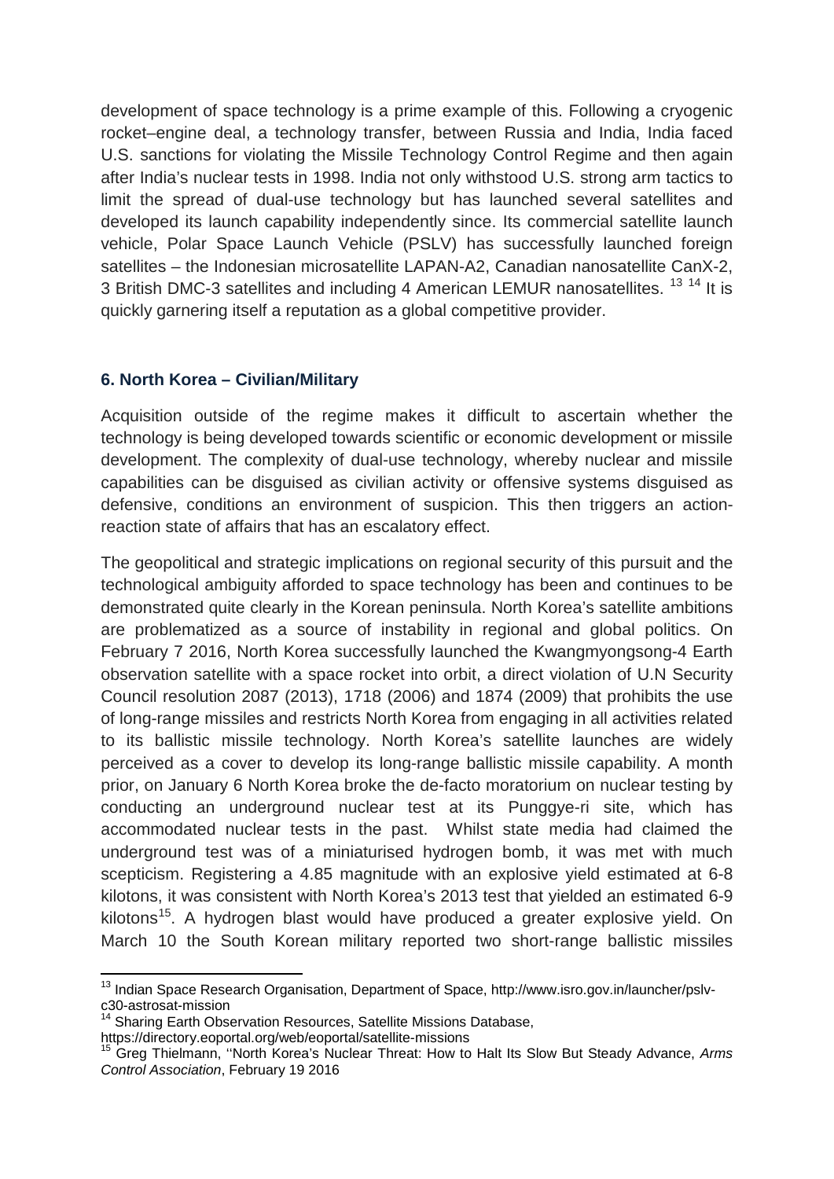development of space technology is a prime example of this. Following a cryogenic rocket–engine deal, a technology transfer, between Russia and India, India faced U.S. sanctions for violating the Missile Technology Control Regime and then again after India's nuclear tests in 1998. India not only withstood U.S. strong arm tactics to limit the spread of dual-use technology but has launched several satellites and developed its launch capability independently since. Its commercial satellite launch vehicle, Polar Space Launch Vehicle (PSLV) has successfully launched foreign satellites – the Indonesian microsatellite LAPAN-A2, Canadian nanosatellite CanX-2, 3 British DMC-3 satellites and including 4 American LEMUR nanosatellites. [13] [14] It is quickly garnering itself a reputation as a global competitive provider.

### 6. North Korea – Civilian/Military

Acquisition outside of the regime makes it difficult to ascertain whether the technology is being developed towards scientific or economic development or missile development. The complexity of dual-use technology, whereby nuclear and missile capabilities can be disguised as civilian activity or offensive systems disguised as defensive, conditions an environment of suspicion. This then triggers an action-reaction state of affairs that has an escalatory effect.

The geopolitical and strategic implications on regional security of this pursuit and the technological ambiguity afforded to space technology has been and continues to be demonstrated quite clearly in the Korean peninsula. North Korea's satellite ambitions are problematized as a source of instability in regional and global politics. On February 7 2016, North Korea successfully launched the Kwangmyongsong-4 Earth observation satellite with a space rocket into orbit, a direct violation of U.N Security Council resolution 2087 (2013), 1718 (2006) and 1874 (2009) that prohibits the use of long-range missiles and restricts North Korea from engaging in all activities related to its ballistic missile technology. North Korea's satellite launches are widely perceived as a cover to develop its long-range ballistic missile capability. A month prior, on January 6 North Korea broke the de-facto moratorium on nuclear testing by conducting an underground nuclear test at its Punggye-ri site, which has accommodated nuclear tests in the past. Whilst state media had claimed the underground test was of a miniaturised hydrogen bomb, it was met with much scepticism. Registering a 4.85 magnitude with an explosive yield estimated at 6-8 kilotons, it was consistent with North Korea's 2013 test that yielded an estimated 6-9 kilotons[15]. A hydrogen blast would have produced a greater explosive yield. On March 10 the South Korean military reported two short-range ballistic missiles

---

[13] Indian Space Research Organisation, Department of Space, http://www.isro.gov.in/launcher/pslv-c30-astrosat-mission

[14] Sharing Earth Observation Resources, Satellite Missions Database, https://directory.eoportal.org/web/eoportal/satellite-missions

[15] Greg Thielmann, ''North Korea's Nuclear Threat: How to Halt Its Slow But Steady Advance, *Arms Control Association*, February 19 2016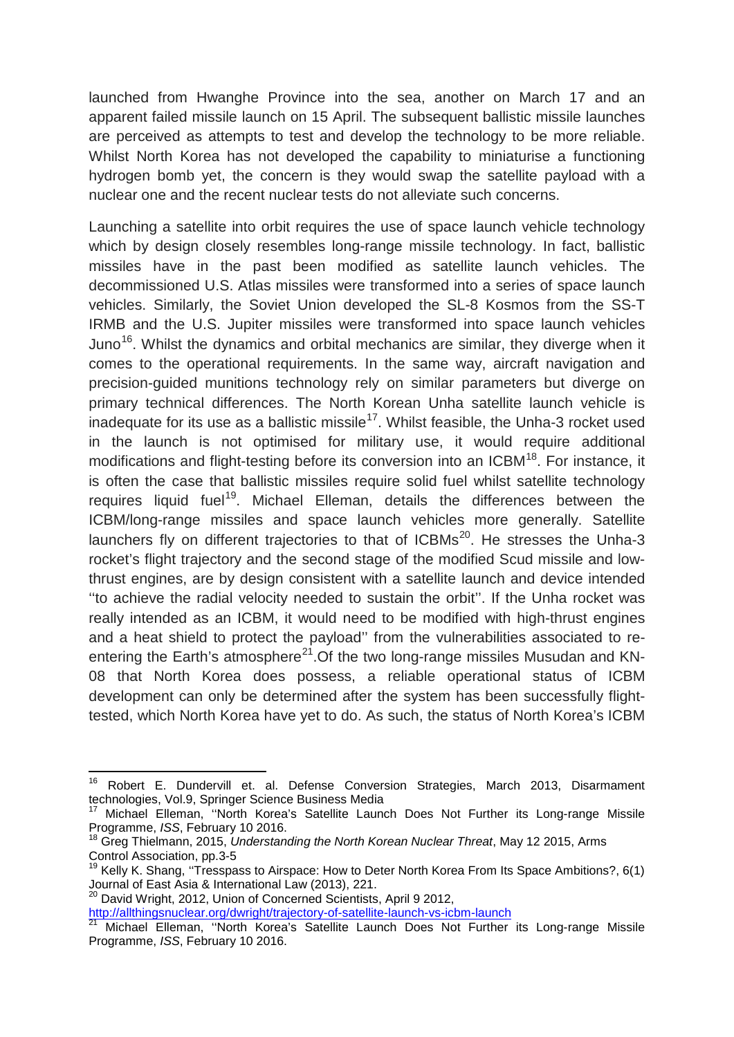launched from Hwanghe Province into the sea, another on March 17 and an apparent failed missile launch on 15 April. The subsequent ballistic missile launches are perceived as attempts to test and develop the technology to be more reliable. Whilst North Korea has not developed the capability to miniaturise a functioning hydrogen bomb yet, the concern is they would swap the satellite payload with a nuclear one and the recent nuclear tests do not alleviate such concerns.

Launching a satellite into orbit requires the use of space launch vehicle technology which by design closely resembles long-range missile technology. In fact, ballistic missiles have in the past been modified as satellite launch vehicles. The decommissioned U.S. Atlas missiles were transformed into a series of space launch vehicles. Similarly, the Soviet Union developed the SL-8 Kosmos from the SS-T IRMB and the U.S. Jupiter missiles were transformed into space launch vehicles Juno[16]. Whilst the dynamics and orbital mechanics are similar, they diverge when it comes to the operational requirements. In the same way, aircraft navigation and precision-guided munitions technology rely on similar parameters but diverge on primary technical differences. The North Korean Unha satellite launch vehicle is inadequate for its use as a ballistic missile[17]. Whilst feasible, the Unha-3 rocket used in the launch is not optimised for military use, it would require additional modifications and flight-testing before its conversion into an ICBM[18]. For instance, it is often the case that ballistic missiles require solid fuel whilst satellite technology requires liquid fuel[19]. Michael Elleman, details the differences between the ICBM/long-range missiles and space launch vehicles more generally. Satellite launchers fly on different trajectories to that of ICBMs[20]. He stresses the Unha-3 rocket's flight trajectory and the second stage of the modified Scud missile and low-thrust engines, are by design consistent with a satellite launch and device intended ''to achieve the radial velocity needed to sustain the orbit''. If the Unha rocket was really intended as an ICBM, it would need to be modified with high-thrust engines and a heat shield to protect the payload'' from the vulnerabilities associated to re-entering the Earth's atmosphere[21].Of the two long-range missiles Musudan and KN-08 that North Korea does possess, a reliable operational status of ICBM development can only be determined after the system has been successfully flight-tested, which North Korea have yet to do. As such, the status of North Korea's ICBM

---

[16] Robert E. Dundervill et. al. Defense Conversion Strategies, March 2013, Disarmament technologies, Vol.9, Springer Science Business Media

[17] Michael Elleman, ''North Korea's Satellite Launch Does Not Further its Long-range Missile Programme, *ISS*, February 10 2016.

[18] Greg Thielmann, 2015, *Understanding the North Korean Nuclear Threat*, May 12 2015, Arms Control Association, pp.3-5

[19] Kelly K. Shang, ''Tresspass to Airspace: How to Deter North Korea From Its Space Ambitions?, 6(1) Journal of East Asia & International Law (2013), 221.

[20] David Wright, 2012, Union of Concerned Scientists, April 9 2012, http://allthingsnuclear.org/dwright/trajectory-of-satellite-launch-vs-icbm-launch

[21] Michael Elleman, ''North Korea's Satellite Launch Does Not Further its Long-range Missile Programme, *ISS*, February 10 2016.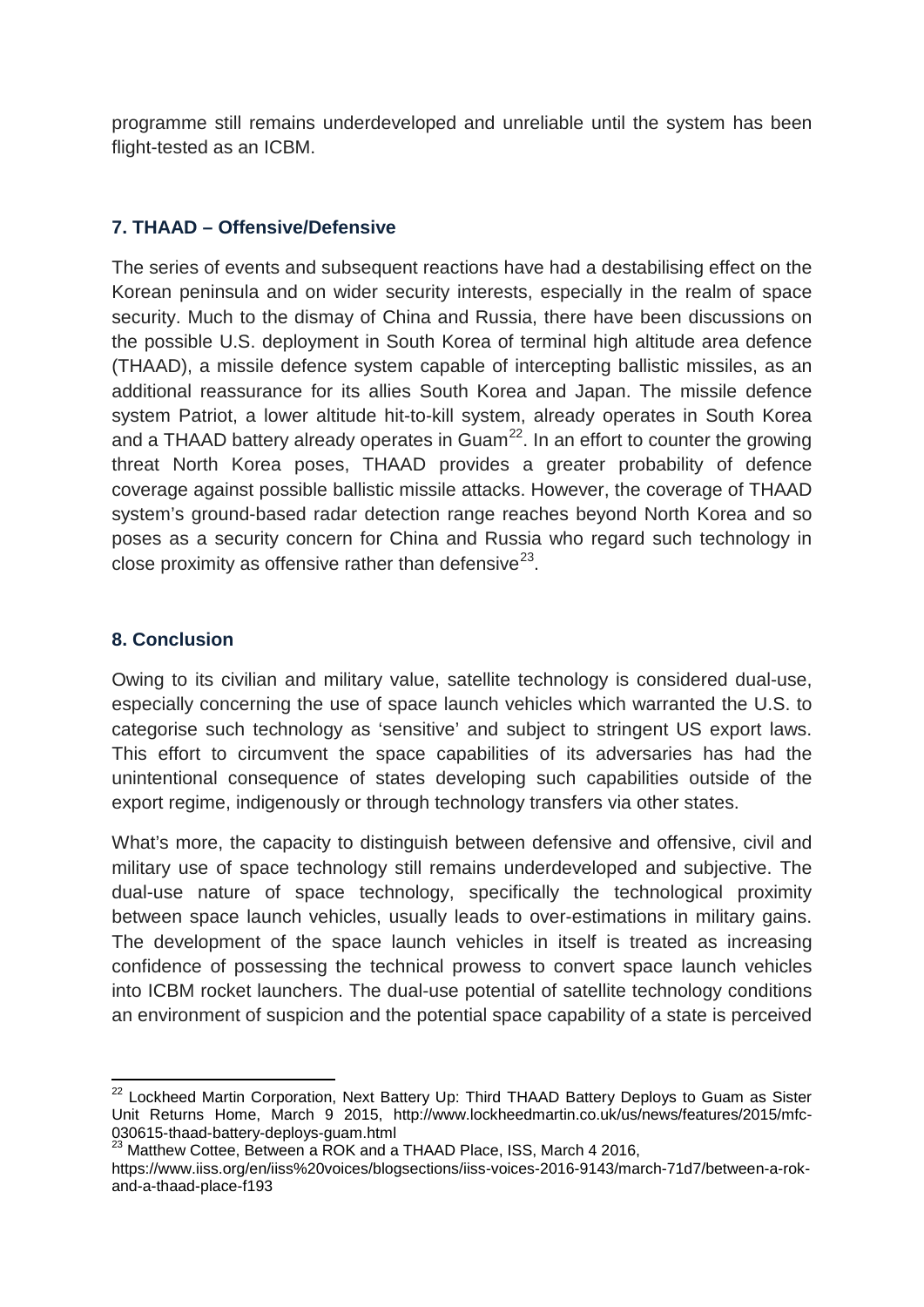programme still remains underdeveloped and unreliable until the system has been flight-tested as an ICBM.

## 7. THAAD – Offensive/Defensive

The series of events and subsequent reactions have had a destabilising effect on the Korean peninsula and on wider security interests, especially in the realm of space security. Much to the dismay of China and Russia, there have been discussions on the possible U.S. deployment in South Korea of terminal high altitude area defence (THAAD), a missile defence system capable of intercepting ballistic missiles, as an additional reassurance for its allies South Korea and Japan. The missile defence system Patriot, a lower altitude hit-to-kill system, already operates in South Korea and a THAAD battery already operates in Guam[22]. In an effort to counter the growing threat North Korea poses, THAAD provides a greater probability of defence coverage against possible ballistic missile attacks. However, the coverage of THAAD system's ground-based radar detection range reaches beyond North Korea and so poses as a security concern for China and Russia who regard such technology in close proximity as offensive rather than defensive[23].

## 8. Conclusion

Owing to its civilian and military value, satellite technology is considered dual-use, especially concerning the use of space launch vehicles which warranted the U.S. to categorise such technology as 'sensitive' and subject to stringent US export laws. This effort to circumvent the space capabilities of its adversaries has had the unintentional consequence of states developing such capabilities outside of the export regime, indigenously or through technology transfers via other states.

What's more, the capacity to distinguish between defensive and offensive, civil and military use of space technology still remains underdeveloped and subjective. The dual-use nature of space technology, specifically the technological proximity between space launch vehicles, usually leads to over-estimations in military gains. The development of the space launch vehicles in itself is treated as increasing confidence of possessing the technical prowess to convert space launch vehicles into ICBM rocket launchers. The dual-use potential of satellite technology conditions an environment of suspicion and the potential space capability of a state is perceived

---

[22] Lockheed Martin Corporation, Next Battery Up: Third THAAD Battery Deploys to Guam as Sister Unit Returns Home, March 9 2015, http://www.lockheedmartin.co.uk/us/news/features/2015/mfc-030615-thaad-battery-deploys-guam.html

[23] Matthew Cottee, Between a ROK and a THAAD Place, ISS, March 4 2016, https://www.iiss.org/en/iiss%20voices/blogsections/iiss-voices-2016-9143/march-71d7/between-a-rok-and-a-thaad-place-f193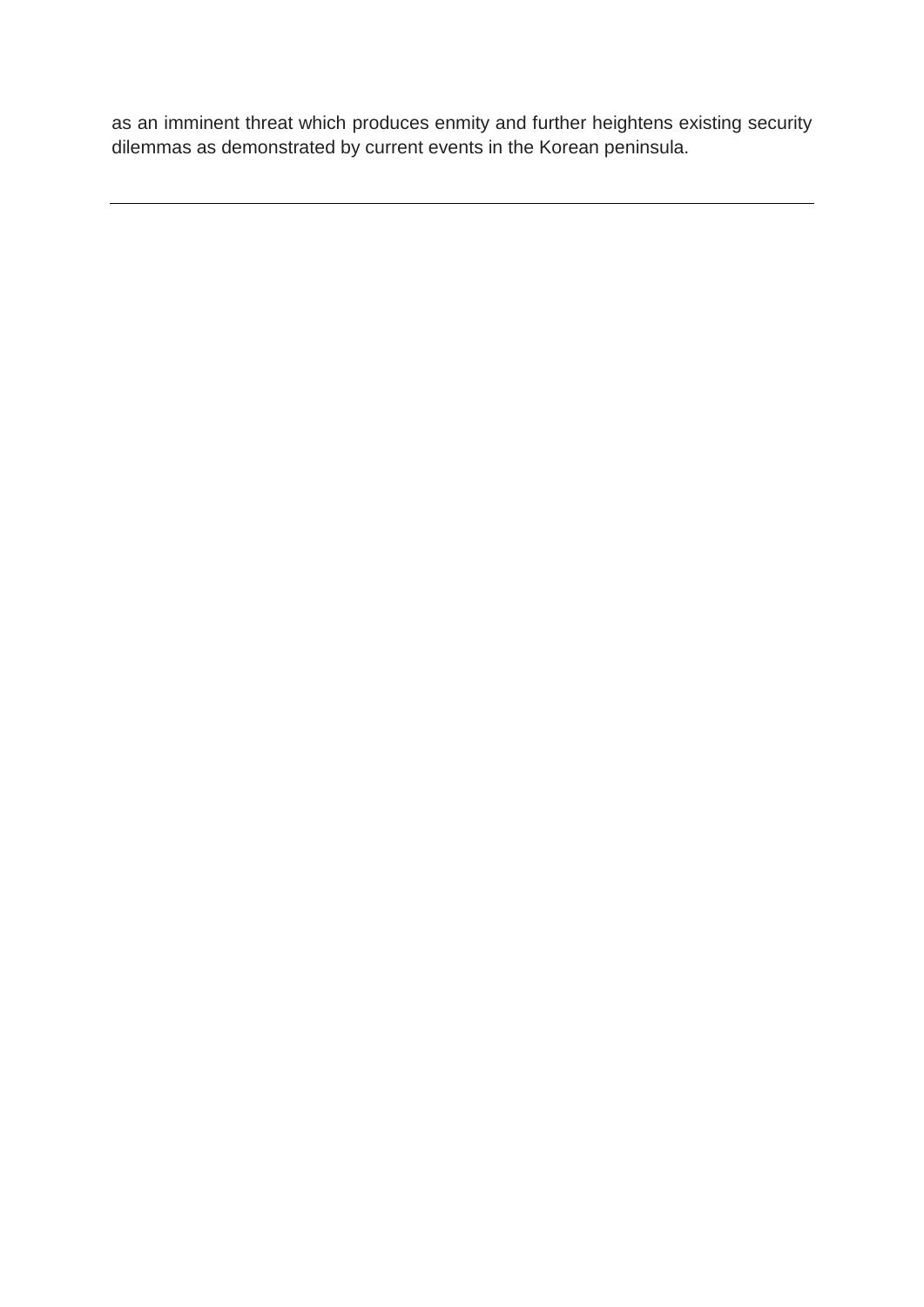as an imminent threat which produces enmity and further heightens existing security dilemmas as demonstrated by current events in the Korean peninsula.

---